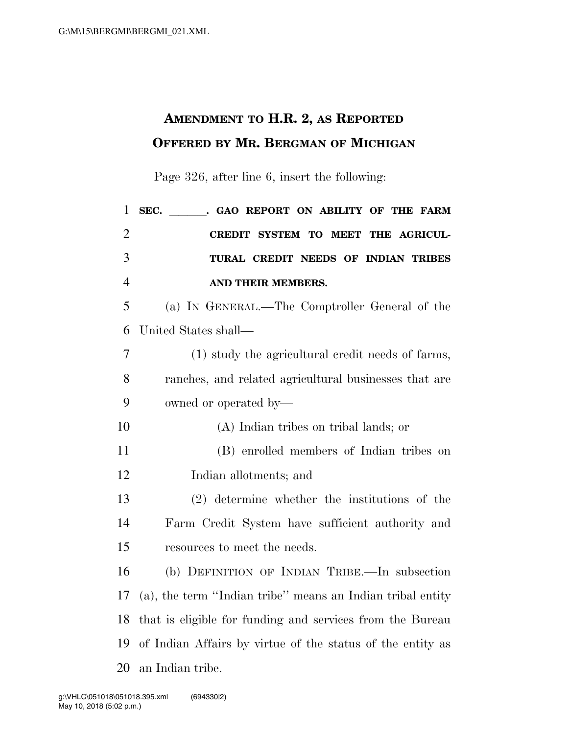# Amendment to H.R. 2, as Reported
## Offered by Mr. Bergman of Michigan

Page 326, after line 6, insert the following:

**SEC. \_\_\_\_\_\_. GAO REPORT ON ABILITY OF THE FARM CREDIT SYSTEM TO MEET THE AGRICULTURAL CREDIT NEEDS OF INDIAN TRIBES AND THEIR MEMBERS.**

(a) IN GENERAL.—The Comptroller General of the United States shall—

(1) study the agricultural credit needs of farms, ranches, and related agricultural businesses that are owned or operated by—

(A) Indian tribes on tribal lands; or

(B) enrolled members of Indian tribes on Indian allotments; and

(2) determine whether the institutions of the Farm Credit System have sufficient authority and resources to meet the needs.

(b) DEFINITION OF INDIAN TRIBE.—In subsection (a), the term ''Indian tribe'' means an Indian tribal entity that is eligible for funding and services from the Bureau of Indian Affairs by virtue of the status of the entity as an Indian tribe.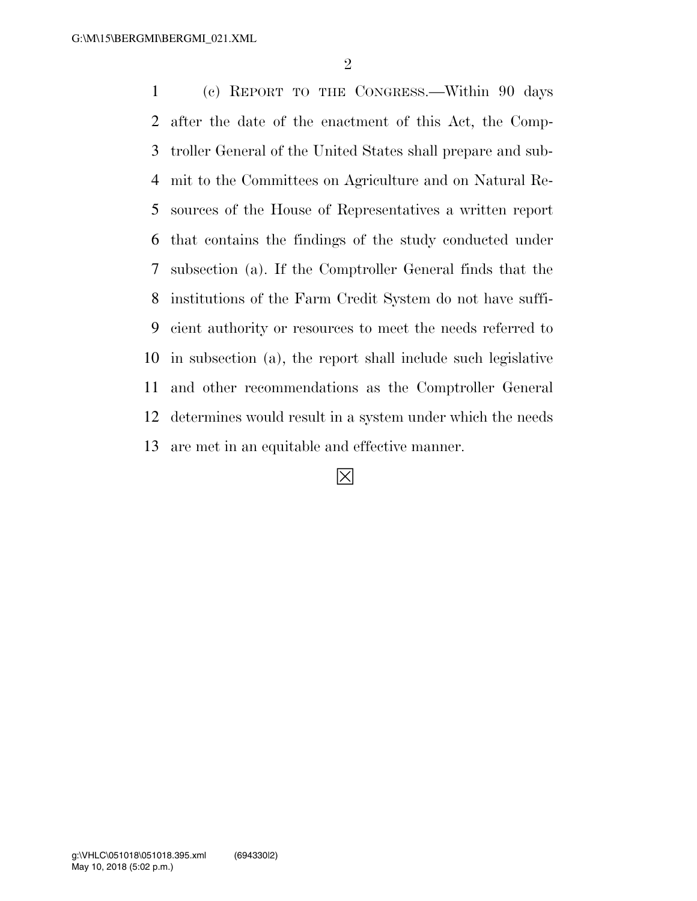(c) REPORT TO THE CONGRESS.—Within 90 days after the date of the enactment of this Act, the Comptroller General of the United States shall prepare and submit to the Committees on Agriculture and on Natural Resources of the House of Representatives a written report that contains the findings of the study conducted under subsection (a). If the Comptroller General finds that the institutions of the Farm Credit System do not have sufficient authority or resources to meet the needs referred to in subsection (a), the report shall include such legislative and other recommendations as the Comptroller General determines would result in a system under which the needs are met in an equitable and effective manner.